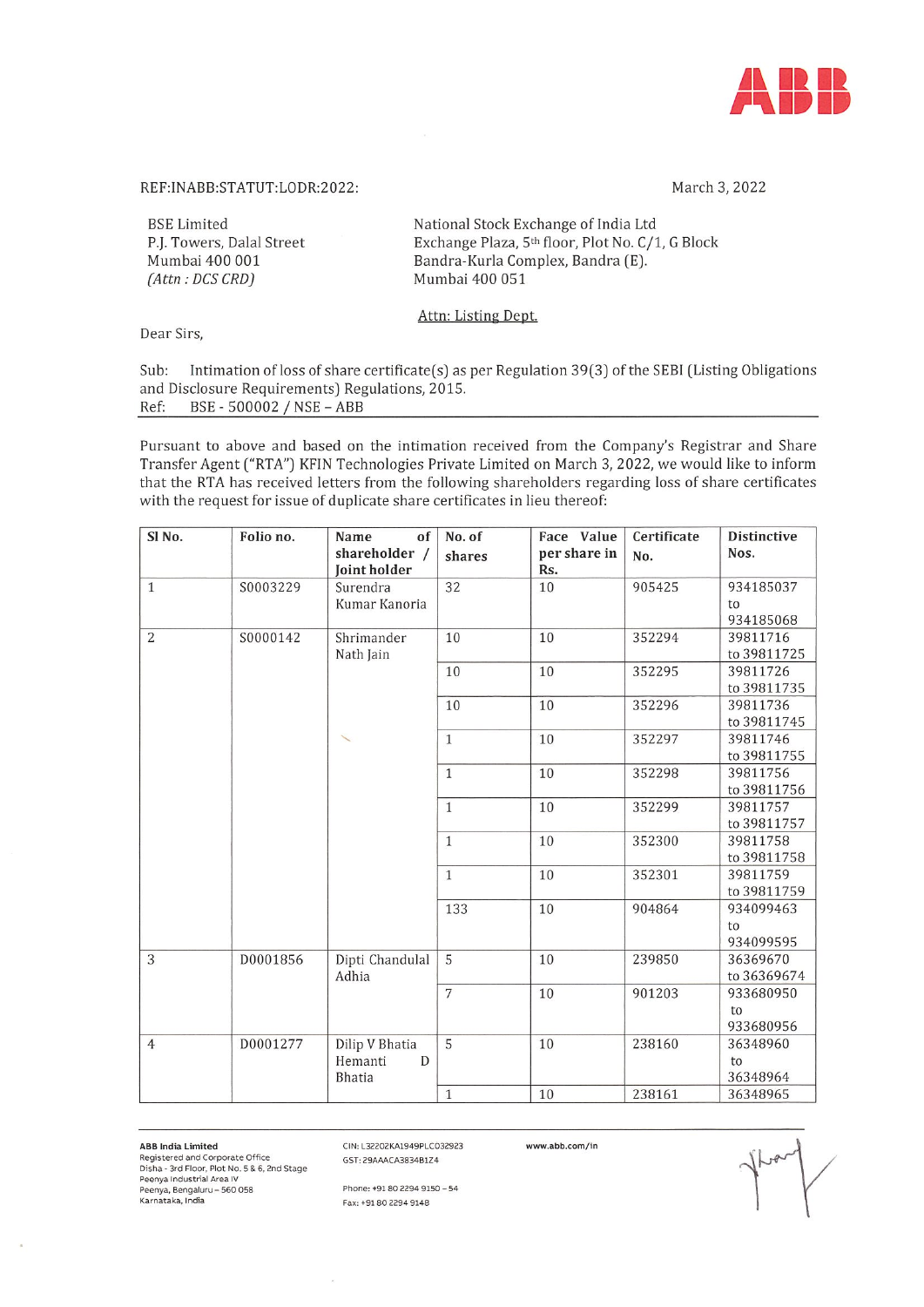REF:INABB:STATUT:LODR:2022:

March 3, 2022

BSE Limited
P.J. Towers, Dalal Street
Mumbai 400 001
*(Attn : DCS CRD)*

National Stock Exchange of India Ltd
Exchange Plaza, 5th floor, Plot No. C/1, G Block
Bandra-Kurla Complex, Bandra (E).
Mumbai 400 051

Attn: Listing Dept.

Dear Sirs,

Sub: Intimation of loss of share certificate(s) as per Regulation 39(3) of the SEBI (Listing Obligations and Disclosure Requirements) Regulations, 2015.
Ref: BSE - 500002 / NSE – ABB

Pursuant to above and based on the intimation received from the Company's Registrar and Share Transfer Agent ("RTA") KFIN Technologies Private Limited on March 3, 2022, we would like to inform that the RTA has received letters from the following shareholders regarding loss of share certificates with the request for issue of duplicate share certificates in lieu thereof:

| Sl No. | Folio no. | Name of shareholder / Joint holder | No. of shares | Face Value per share in Rs. | Certificate No. | Distinctive Nos. |
|---|---|---|---|---|---|---|
| 1 | S0003229 | Surendra Kumar Kanoria | 32 | 10 | 905425 | 934185037 to 934185068 |
| 2 | S0000142 | Shrimander Nath Jain | 10 | 10 | 352294 | 39811716 to 39811725 |
| | | | 10 | 10 | 352295 | 39811726 to 39811735 |
| | | | 10 | 10 | 352296 | 39811736 to 39811745 |
| | | | 1 | 10 | 352297 | 39811746 to 39811755 |
| | | | 1 | 10 | 352298 | 39811756 to 39811756 |
| | | | 1 | 10 | 352299 | 39811757 to 39811757 |
| | | | 1 | 10 | 352300 | 39811758 to 39811758 |
| | | | 1 | 10 | 352301 | 39811759 to 39811759 |
| | | | 133 | 10 | 904864 | 934099463 to 934099595 |
| 3 | D0001856 | Dipti Chandulal Adhia | 5 | 10 | 239850 | 36369670 to 36369674 |
| | | | 7 | 10 | 901203 | 933680950 to 933680956 |
| 4 | D0001277 | Dilip V Bhatia Hemanti D Bhatia | 5 | 10 | 238160 | 36348960 to 36348964 |
| | | | 1 | 10 | 238161 | 36348965 |

**ABB India Limited**
Registered and Corporate Office
Disha - 3rd Floor, Plot No. 5 & 6, 2nd Stage
Peenya Industrial Area IV
Peenya, Bengaluru – 560 058
Karnataka, India

CIN: L32202KA1949PLC032923
GST: 29AAACA3834B1Z4

Phone: +91 80 2294 9150 – 54
Fax: +91 80 2294 9148

www.abb.com/in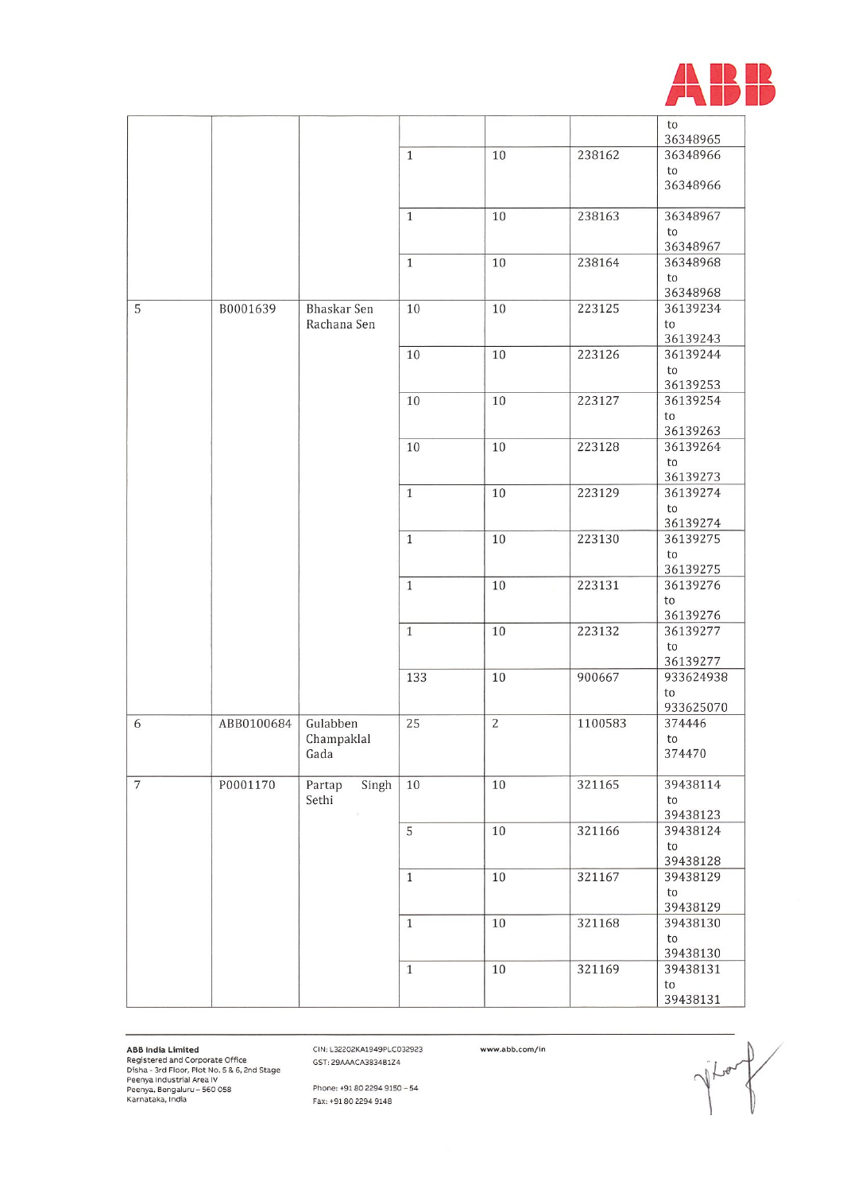| | | | | | | |
|---|---|---|---|---|---|---|
| | | | | | | to 36348965 |
| | | | 1 | 10 | 238162 | 36348966 to 36348966 |
| | | | 1 | 10 | 238163 | 36348967 to 36348967 |
| | | | 1 | 10 | 238164 | 36348968 to 36348968 |
| 5 | B0001639 | Bhaskar Sen Rachana Sen | 10 | 10 | 223125 | 36139234 to 36139243 |
| | | | 10 | 10 | 223126 | 36139244 to 36139253 |
| | | | 10 | 10 | 223127 | 36139254 to 36139263 |
| | | | 10 | 10 | 223128 | 36139264 to 36139273 |
| | | | 1 | 10 | 223129 | 36139274 to 36139274 |
| | | | 1 | 10 | 223130 | 36139275 to 36139275 |
| | | | 1 | 10 | 223131 | 36139276 to 36139276 |
| | | | 1 | 10 | 223132 | 36139277 to 36139277 |
| | | | 133 | 10 | 900667 | 933624938 to 933625070 |
| 6 | ABB0100684 | Gulabben Champaklal Gada | 25 | 2 | 1100583 | 374446 to 374470 |
| 7 | P0001170 | Partap Singh Sethi | 10 | 10 | 321165 | 39438114 to 39438123 |
| | | | 5 | 10 | 321166 | 39438124 to 39438128 |
| | | | 1 | 10 | 321167 | 39438129 to 39438129 |
| | | | 1 | 10 | 321168 | 39438130 to 39438130 |
| | | | 1 | 10 | 321169 | 39438131 to 39438131 |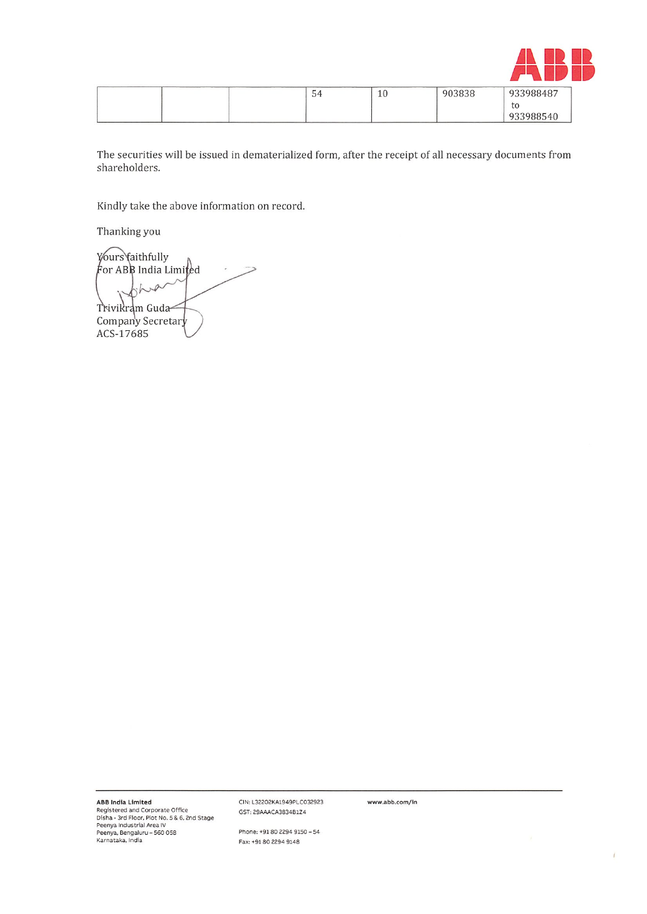| | | | | | | |
|---|---|---|---|---|---|---|
| | | | 54 | 10 | 903838 | 933988487 to 933988540 |

The securities will be issued in dematerialized form, after the receipt of all necessary documents from shareholders.

Kindly take the above information on record.

Thanking you

Yours faithfully
For ABB India Limited

Trivikram Guda
Company Secretary
ACS-17685

**ABB India Limited**
Registered and Corporate Office
Disha - 3rd Floor, Plot No. 5 & 6, 2nd Stage
Peenya Industrial Area IV
Peenya, Bengaluru – 560 058
Karnataka, India

CIN: L32202KA1949PLC032923
GST: 29AAACA3834B1Z4

Phone: +91 80 2294 9150 – 54
Fax: +91 80 2294 9148

www.abb.com/in